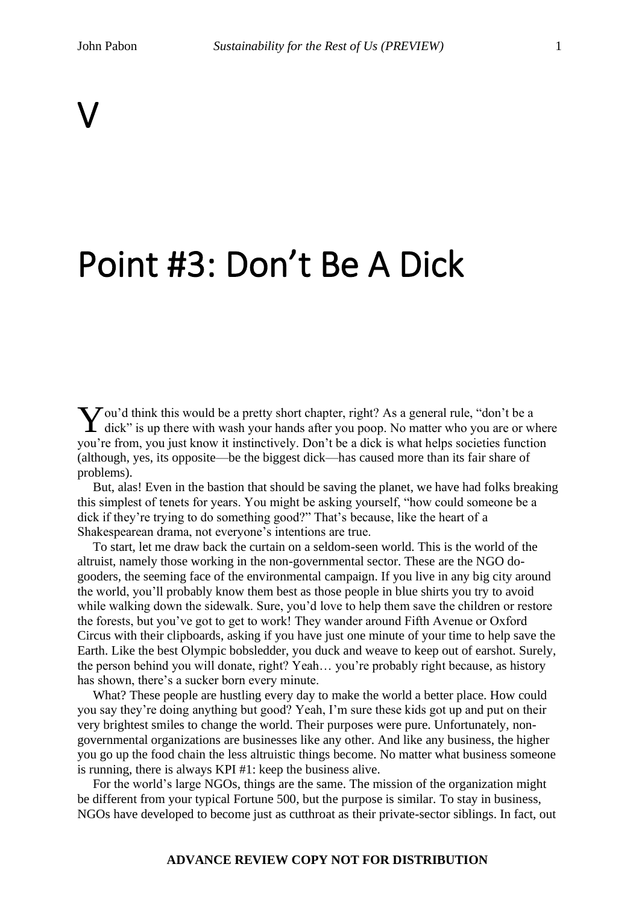# V

# Point #3: Don't Be A Dick

You'd think this would be a pretty short chapter, right? As a general rule, "don't be a dick" is up there with wash your hands after you poop. No matter who you are or where you're from, you just know it instinctively. Don't be a dick is what helps societies function (although, yes, its opposite—be the biggest dick—has caused more than its fair share of problems).

But, alas! Even in the bastion that should be saving the planet, we have had folks breaking this simplest of tenets for years. You might be asking yourself, "how could someone be a dick if they're trying to do something good?" That's because, like the heart of a Shakespearean drama, not everyone's intentions are true.

To start, let me draw back the curtain on a seldom-seen world. This is the world of the altruist, namely those working in the non-governmental sector. These are the NGO do-gooders, the seeming face of the environmental campaign. If you live in any big city around the world, you'll probably know them best as those people in blue shirts you try to avoid while walking down the sidewalk. Sure, you'd love to help them save the children or restore the forests, but you've got to get to work! They wander around Fifth Avenue or Oxford Circus with their clipboards, asking if you have just one minute of your time to help save the Earth. Like the best Olympic bobsledder, you duck and weave to keep out of earshot. Surely, the person behind you will donate, right? Yeah… you're probably right because, as history has shown, there's a sucker born every minute.

What? These people are hustling every day to make the world a better place. How could you say they're doing anything but good? Yeah, I'm sure these kids got up and put on their very brightest smiles to change the world. Their purposes were pure. Unfortunately, non-governmental organizations are businesses like any other. And like any business, the higher you go up the food chain the less altruistic things become. No matter what business someone is running, there is always KPI #1: keep the business alive.

For the world's large NGOs, things are the same. The mission of the organization might be different from your typical Fortune 500, but the purpose is similar. To stay in business, NGOs have developed to become just as cutthroat as their private-sector siblings. In fact, out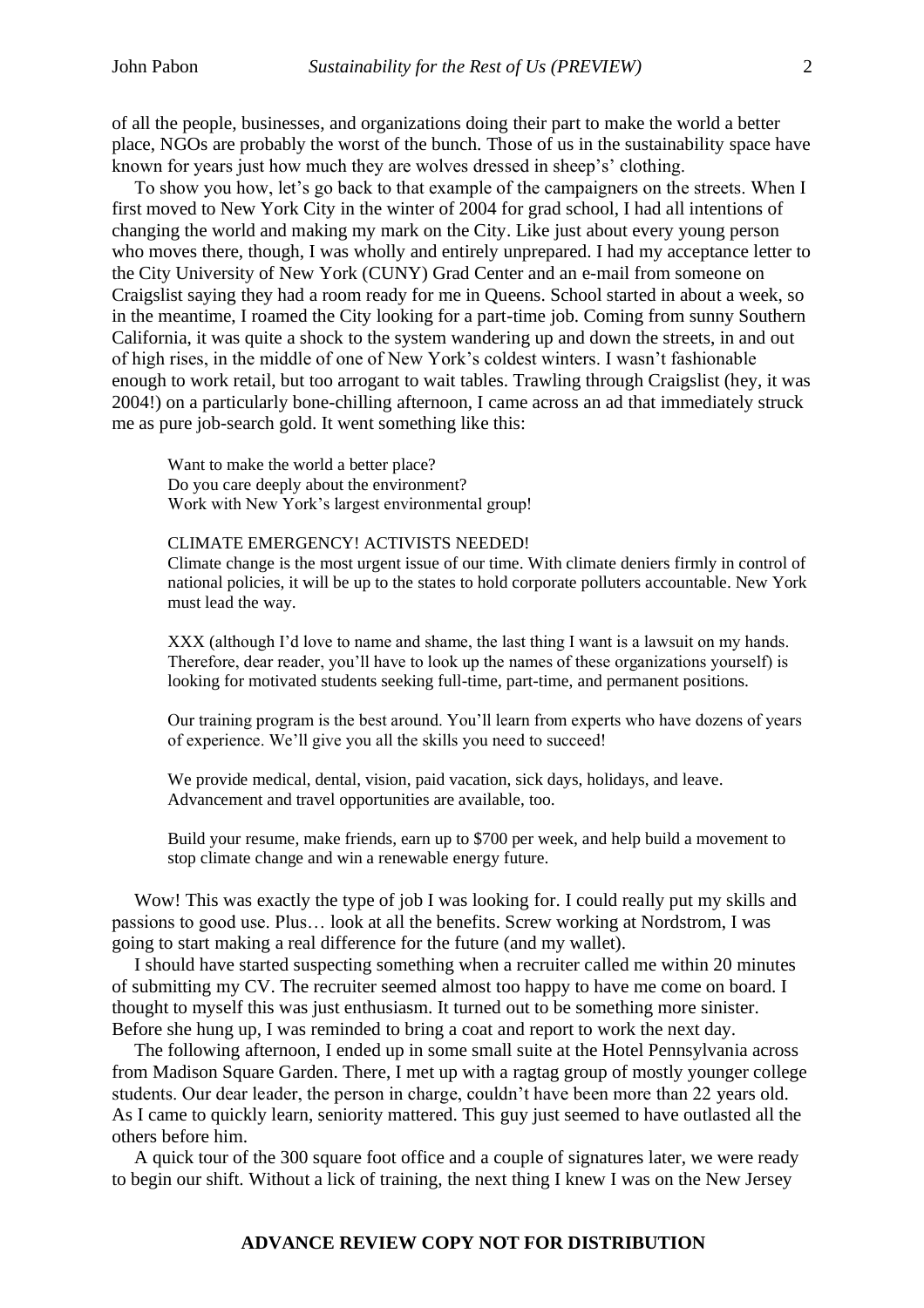of all the people, businesses, and organizations doing their part to make the world a better place, NGOs are probably the worst of the bunch. Those of us in the sustainability space have known for years just how much they are wolves dressed in sheep's' clothing.

To show you how, let's go back to that example of the campaigners on the streets. When I first moved to New York City in the winter of 2004 for grad school, I had all intentions of changing the world and making my mark on the City. Like just about every young person who moves there, though, I was wholly and entirely unprepared. I had my acceptance letter to the City University of New York (CUNY) Grad Center and an e-mail from someone on Craigslist saying they had a room ready for me in Queens. School started in about a week, so in the meantime, I roamed the City looking for a part-time job. Coming from sunny Southern California, it was quite a shock to the system wandering up and down the streets, in and out of high rises, in the middle of one of New York's coldest winters. I wasn't fashionable enough to work retail, but too arrogant to wait tables. Trawling through Craigslist (hey, it was 2004!) on a particularly bone-chilling afternoon, I came across an ad that immediately struck me as pure job-search gold. It went something like this:

> Want to make the world a better place?
> Do you care deeply about the environment?
> Work with New York's largest environmental group!
>
> CLIMATE EMERGENCY! ACTIVISTS NEEDED!
> Climate change is the most urgent issue of our time. With climate deniers firmly in control of national policies, it will be up to the states to hold corporate polluters accountable. New York must lead the way.
>
> XXX (although I'd love to name and shame, the last thing I want is a lawsuit on my hands. Therefore, dear reader, you'll have to look up the names of these organizations yourself) is looking for motivated students seeking full-time, part-time, and permanent positions.
>
> Our training program is the best around. You'll learn from experts who have dozens of years of experience. We'll give you all the skills you need to succeed!
>
> We provide medical, dental, vision, paid vacation, sick days, holidays, and leave. Advancement and travel opportunities are available, too.
>
> Build your resume, make friends, earn up to $700 per week, and help build a movement to stop climate change and win a renewable energy future.

Wow! This was exactly the type of job I was looking for. I could really put my skills and passions to good use. Plus… look at all the benefits. Screw working at Nordstrom, I was going to start making a real difference for the future (and my wallet).

I should have started suspecting something when a recruiter called me within 20 minutes of submitting my CV. The recruiter seemed almost too happy to have me come on board. I thought to myself this was just enthusiasm. It turned out to be something more sinister. Before she hung up, I was reminded to bring a coat and report to work the next day.

The following afternoon, I ended up in some small suite at the Hotel Pennsylvania across from Madison Square Garden. There, I met up with a ragtag group of mostly younger college students. Our dear leader, the person in charge, couldn't have been more than 22 years old. As I came to quickly learn, seniority mattered. This guy just seemed to have outlasted all the others before him.

A quick tour of the 300 square foot office and a couple of signatures later, we were ready to begin our shift. Without a lick of training, the next thing I knew I was on the New Jersey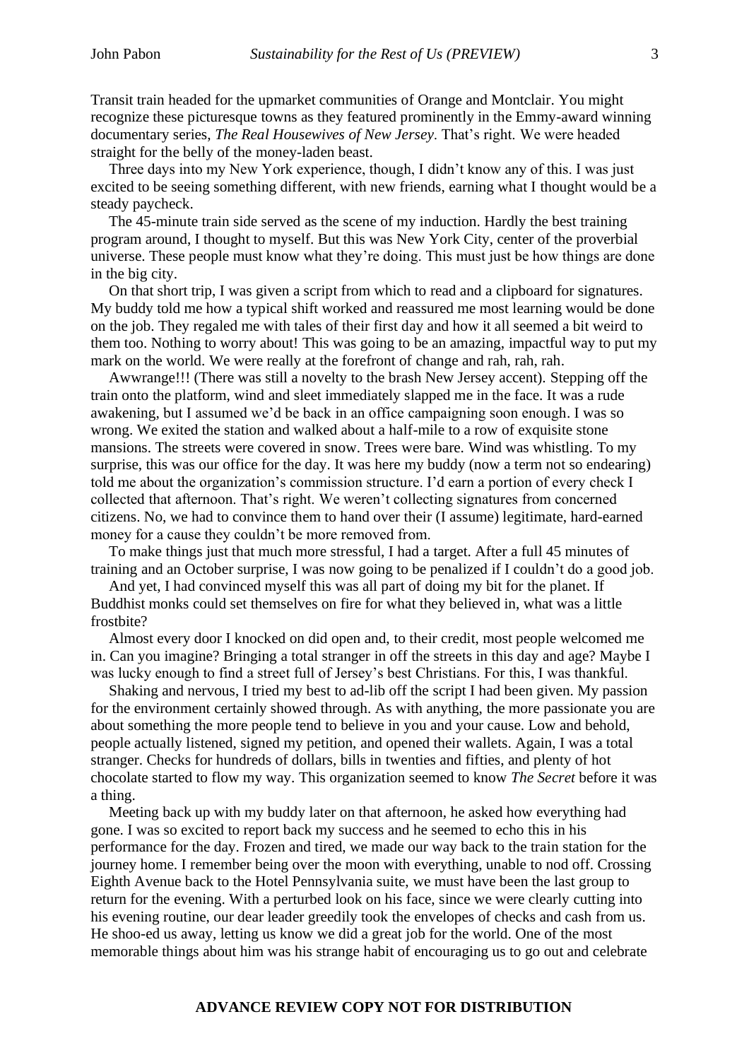Transit train headed for the upmarket communities of Orange and Montclair. You might recognize these picturesque towns as they featured prominently in the Emmy-award winning documentary series, *The Real Housewives of New Jersey*. That's right. We were headed straight for the belly of the money-laden beast.

Three days into my New York experience, though, I didn't know any of this. I was just excited to be seeing something different, with new friends, earning what I thought would be a steady paycheck.

The 45-minute train side served as the scene of my induction. Hardly the best training program around, I thought to myself. But this was New York City, center of the proverbial universe. These people must know what they're doing. This must just be how things are done in the big city.

On that short trip, I was given a script from which to read and a clipboard for signatures. My buddy told me how a typical shift worked and reassured me most learning would be done on the job. They regaled me with tales of their first day and how it all seemed a bit weird to them too. Nothing to worry about! This was going to be an amazing, impactful way to put my mark on the world. We were really at the forefront of change and rah, rah, rah.

Awwrange!!! (There was still a novelty to the brash New Jersey accent). Stepping off the train onto the platform, wind and sleet immediately slapped me in the face. It was a rude awakening, but I assumed we'd be back in an office campaigning soon enough. I was so wrong. We exited the station and walked about a half-mile to a row of exquisite stone mansions. The streets were covered in snow. Trees were bare. Wind was whistling. To my surprise, this was our office for the day. It was here my buddy (now a term not so endearing) told me about the organization's commission structure. I'd earn a portion of every check I collected that afternoon. That's right. We weren't collecting signatures from concerned citizens. No, we had to convince them to hand over their (I assume) legitimate, hard-earned money for a cause they couldn't be more removed from.

To make things just that much more stressful, I had a target. After a full 45 minutes of training and an October surprise, I was now going to be penalized if I couldn't do a good job.

And yet, I had convinced myself this was all part of doing my bit for the planet. If Buddhist monks could set themselves on fire for what they believed in, what was a little frostbite?

Almost every door I knocked on did open and, to their credit, most people welcomed me in. Can you imagine? Bringing a total stranger in off the streets in this day and age? Maybe I was lucky enough to find a street full of Jersey's best Christians. For this, I was thankful.

Shaking and nervous, I tried my best to ad-lib off the script I had been given. My passion for the environment certainly showed through. As with anything, the more passionate you are about something the more people tend to believe in you and your cause. Low and behold, people actually listened, signed my petition, and opened their wallets. Again, I was a total stranger. Checks for hundreds of dollars, bills in twenties and fifties, and plenty of hot chocolate started to flow my way. This organization seemed to know *The Secret* before it was a thing.

Meeting back up with my buddy later on that afternoon, he asked how everything had gone. I was so excited to report back my success and he seemed to echo this in his performance for the day. Frozen and tired, we made our way back to the train station for the journey home. I remember being over the moon with everything, unable to nod off. Crossing Eighth Avenue back to the Hotel Pennsylvania suite, we must have been the last group to return for the evening. With a perturbed look on his face, since we were clearly cutting into his evening routine, our dear leader greedily took the envelopes of checks and cash from us. He shoo-ed us away, letting us know we did a great job for the world. One of the most memorable things about him was his strange habit of encouraging us to go out and celebrate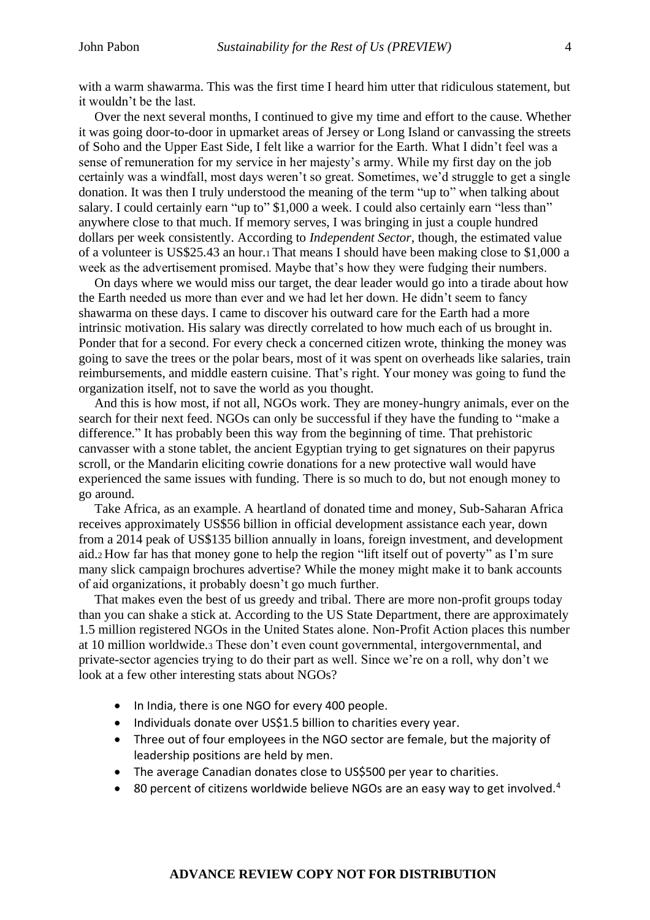with a warm shawarma. This was the first time I heard him utter that ridiculous statement, but it wouldn't be the last.

Over the next several months, I continued to give my time and effort to the cause. Whether it was going door-to-door in upmarket areas of Jersey or Long Island or canvassing the streets of Soho and the Upper East Side, I felt like a warrior for the Earth. What I didn't feel was a sense of remuneration for my service in her majesty's army. While my first day on the job certainly was a windfall, most days weren't so great. Sometimes, we'd struggle to get a single donation. It was then I truly understood the meaning of the term "up to" when talking about salary. I could certainly earn "up to" \$1,000 a week. I could also certainly earn "less than" anywhere close to that much. If memory serves, I was bringing in just a couple hundred dollars per week consistently. According to *Independent Sector*, though, the estimated value of a volunteer is US\$25.43 an hour.[1] That means I should have been making close to \$1,000 a week as the advertisement promised. Maybe that's how they were fudging their numbers.

On days where we would miss our target, the dear leader would go into a tirade about how the Earth needed us more than ever and we had let her down. He didn't seem to fancy shawarma on these days. I came to discover his outward care for the Earth had a more intrinsic motivation. His salary was directly correlated to how much each of us brought in. Ponder that for a second. For every check a concerned citizen wrote, thinking the money was going to save the trees or the polar bears, most of it was spent on overheads like salaries, train reimbursements, and middle eastern cuisine. That's right. Your money was going to fund the organization itself, not to save the world as you thought.

And this is how most, if not all, NGOs work. They are money-hungry animals, ever on the search for their next feed. NGOs can only be successful if they have the funding to "make a difference." It has probably been this way from the beginning of time. That prehistoric canvasser with a stone tablet, the ancient Egyptian trying to get signatures on their papyrus scroll, or the Mandarin eliciting cowrie donations for a new protective wall would have experienced the same issues with funding. There is so much to do, but not enough money to go around.

Take Africa, as an example. A heartland of donated time and money, Sub-Saharan Africa receives approximately US\$56 billion in official development assistance each year, down from a 2014 peak of US\$135 billion annually in loans, foreign investment, and development aid.[2] How far has that money gone to help the region "lift itself out of poverty" as I'm sure many slick campaign brochures advertise? While the money might make it to bank accounts of aid organizations, it probably doesn't go much further.

That makes even the best of us greedy and tribal. There are more non-profit groups today than you can shake a stick at. According to the US State Department, there are approximately 1.5 million registered NGOs in the United States alone. Non-Profit Action places this number at 10 million worldwide.[3] These don't even count governmental, intergovernmental, and private-sector agencies trying to do their part as well. Since we're on a roll, why don't we look at a few other interesting stats about NGOs?

- In India, there is one NGO for every 400 people.
- Individuals donate over US\$1.5 billion to charities every year.
- Three out of four employees in the NGO sector are female, but the majority of leadership positions are held by men.
- The average Canadian donates close to US\$500 per year to charities.
- 80 percent of citizens worldwide believe NGOs are an easy way to get involved.[4]

ADVANCE REVIEW COPY NOT FOR DISTRIBUTION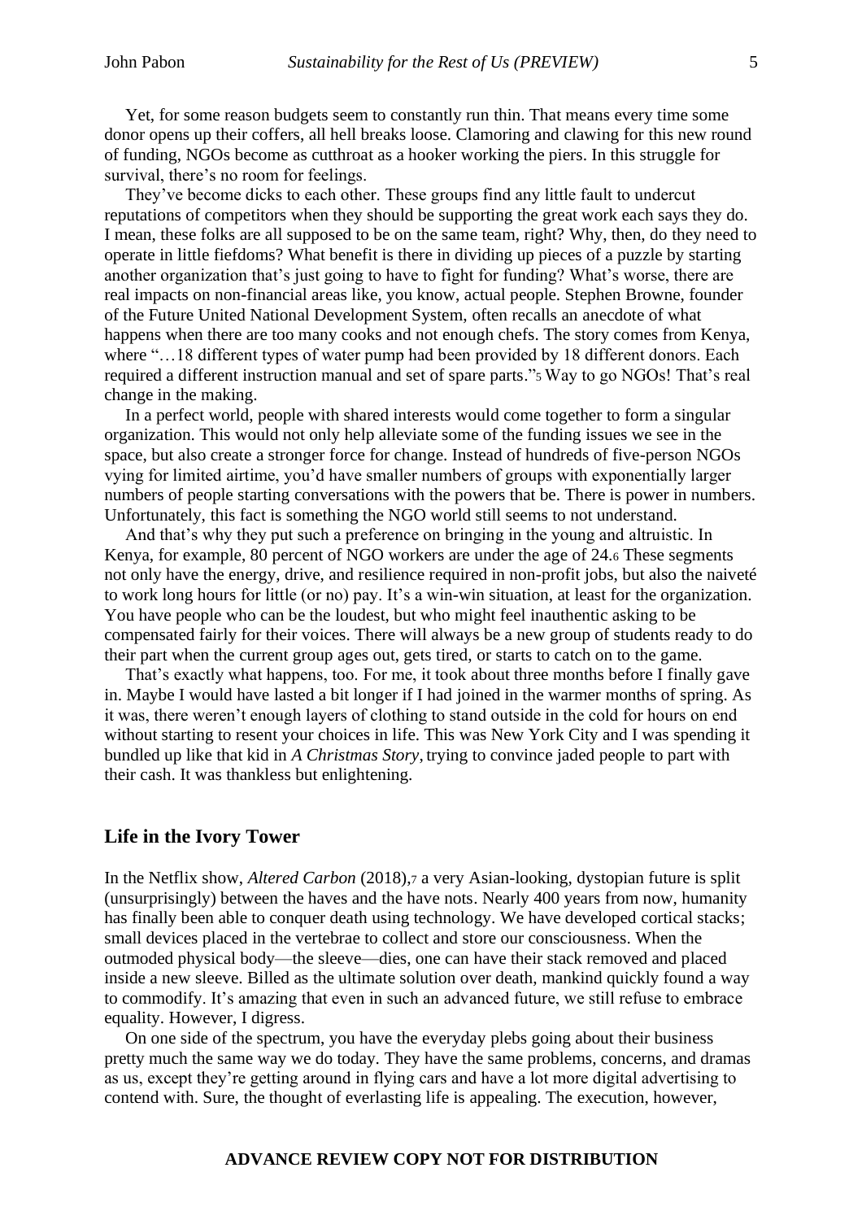Yet, for some reason budgets seem to constantly run thin. That means every time some donor opens up their coffers, all hell breaks loose. Clamoring and clawing for this new round of funding, NGOs become as cutthroat as a hooker working the piers. In this struggle for survival, there's no room for feelings.

They've become dicks to each other. These groups find any little fault to undercut reputations of competitors when they should be supporting the great work each says they do. I mean, these folks are all supposed to be on the same team, right? Why, then, do they need to operate in little fiefdoms? What benefit is there in dividing up pieces of a puzzle by starting another organization that's just going to have to fight for funding? What's worse, there are real impacts on non-financial areas like, you know, actual people. Stephen Browne, founder of the Future United National Development System, often recalls an anecdote of what happens when there are too many cooks and not enough chefs. The story comes from Kenya, where "…18 different types of water pump had been provided by 18 different donors. Each required a different instruction manual and set of spare parts."[5] Way to go NGOs! That's real change in the making.

In a perfect world, people with shared interests would come together to form a singular organization. This would not only help alleviate some of the funding issues we see in the space, but also create a stronger force for change. Instead of hundreds of five-person NGOs vying for limited airtime, you'd have smaller numbers of groups with exponentially larger numbers of people starting conversations with the powers that be. There is power in numbers. Unfortunately, this fact is something the NGO world still seems to not understand.

And that's why they put such a preference on bringing in the young and altruistic. In Kenya, for example, 80 percent of NGO workers are under the age of 24.[6] These segments not only have the energy, drive, and resilience required in non-profit jobs, but also the naiveté to work long hours for little (or no) pay. It's a win-win situation, at least for the organization. You have people who can be the loudest, but who might feel inauthentic asking to be compensated fairly for their voices. There will always be a new group of students ready to do their part when the current group ages out, gets tired, or starts to catch on to the game.

That's exactly what happens, too. For me, it took about three months before I finally gave in. Maybe I would have lasted a bit longer if I had joined in the warmer months of spring. As it was, there weren't enough layers of clothing to stand outside in the cold for hours on end without starting to resent your choices in life. This was New York City and I was spending it bundled up like that kid in *A Christmas Story,* trying to convince jaded people to part with their cash. It was thankless but enlightening.

## Life in the Ivory Tower

In the Netflix show, *Altered Carbon* (2018),[7] a very Asian-looking, dystopian future is split (unsurprisingly) between the haves and the have nots. Nearly 400 years from now, humanity has finally been able to conquer death using technology. We have developed cortical stacks; small devices placed in the vertebrae to collect and store our consciousness. When the outmoded physical body—the sleeve—dies, one can have their stack removed and placed inside a new sleeve. Billed as the ultimate solution over death, mankind quickly found a way to commodify. It's amazing that even in such an advanced future, we still refuse to embrace equality. However, I digress.

On one side of the spectrum, you have the everyday plebs going about their business pretty much the same way we do today. They have the same problems, concerns, and dramas as us, except they're getting around in flying cars and have a lot more digital advertising to contend with. Sure, the thought of everlasting life is appealing. The execution, however,

**ADVANCE REVIEW COPY NOT FOR DISTRIBUTION**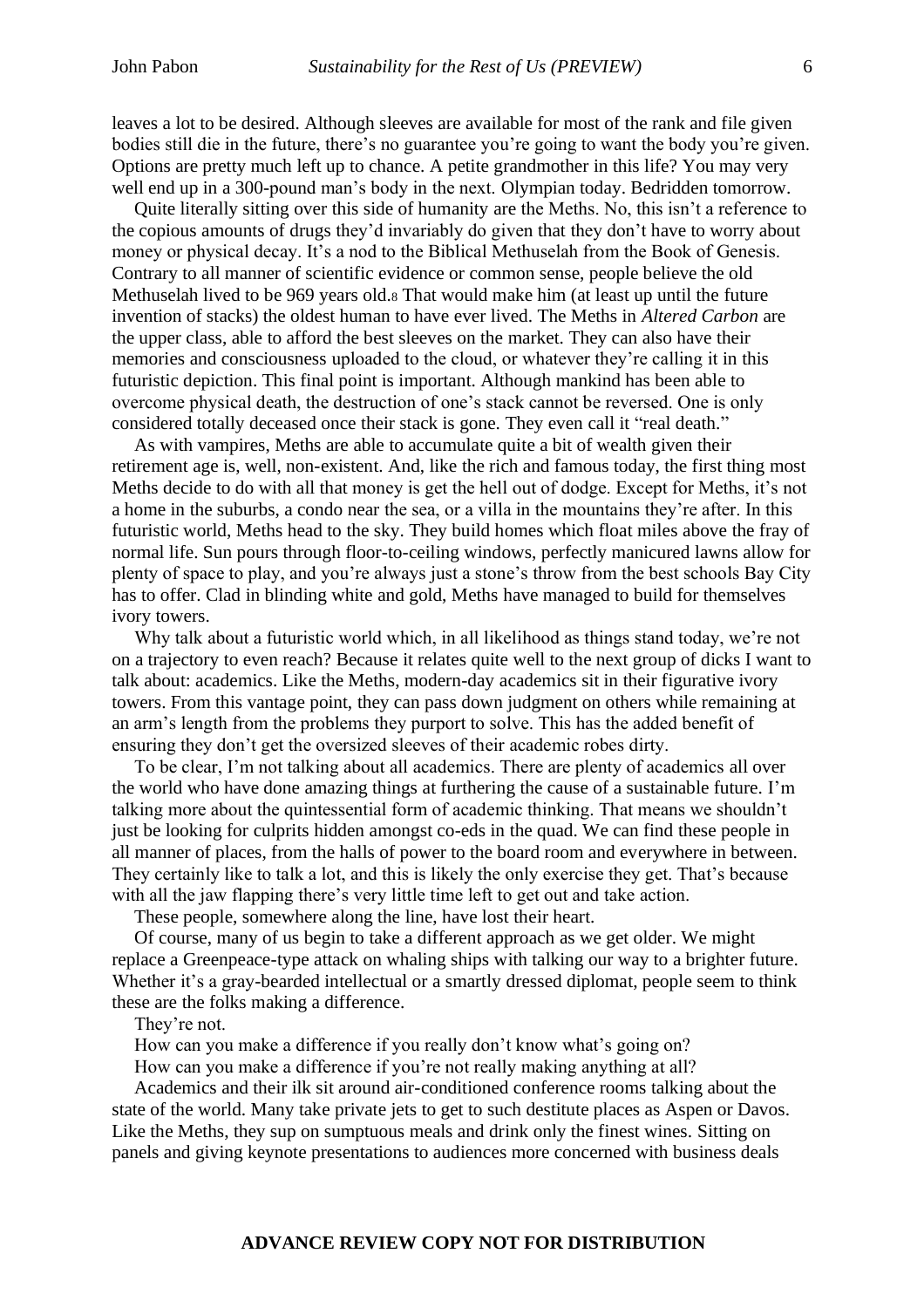leaves a lot to be desired. Although sleeves are available for most of the rank and file given bodies still die in the future, there's no guarantee you're going to want the body you're given. Options are pretty much left up to chance. A petite grandmother in this life? You may very well end up in a 300-pound man's body in the next. Olympian today. Bedridden tomorrow.

Quite literally sitting over this side of humanity are the Meths. No, this isn't a reference to the copious amounts of drugs they'd invariably do given that they don't have to worry about money or physical decay. It's a nod to the Biblical Methuselah from the Book of Genesis. Contrary to all manner of scientific evidence or common sense, people believe the old Methuselah lived to be 969 years old.[8] That would make him (at least up until the future invention of stacks) the oldest human to have ever lived. The Meths in *Altered Carbon* are the upper class, able to afford the best sleeves on the market. They can also have their memories and consciousness uploaded to the cloud, or whatever they're calling it in this futuristic depiction. This final point is important. Although mankind has been able to overcome physical death, the destruction of one's stack cannot be reversed. One is only considered totally deceased once their stack is gone. They even call it "real death."

As with vampires, Meths are able to accumulate quite a bit of wealth given their retirement age is, well, non-existent. And, like the rich and famous today, the first thing most Meths decide to do with all that money is get the hell out of dodge. Except for Meths, it's not a home in the suburbs, a condo near the sea, or a villa in the mountains they're after. In this futuristic world, Meths head to the sky. They build homes which float miles above the fray of normal life. Sun pours through floor-to-ceiling windows, perfectly manicured lawns allow for plenty of space to play, and you're always just a stone's throw from the best schools Bay City has to offer. Clad in blinding white and gold, Meths have managed to build for themselves ivory towers.

Why talk about a futuristic world which, in all likelihood as things stand today, we're not on a trajectory to even reach? Because it relates quite well to the next group of dicks I want to talk about: academics. Like the Meths, modern-day academics sit in their figurative ivory towers. From this vantage point, they can pass down judgment on others while remaining at an arm's length from the problems they purport to solve. This has the added benefit of ensuring they don't get the oversized sleeves of their academic robes dirty.

To be clear, I'm not talking about all academics. There are plenty of academics all over the world who have done amazing things at furthering the cause of a sustainable future. I'm talking more about the quintessential form of academic thinking. That means we shouldn't just be looking for culprits hidden amongst co-eds in the quad. We can find these people in all manner of places, from the halls of power to the board room and everywhere in between. They certainly like to talk a lot, and this is likely the only exercise they get. That's because with all the jaw flapping there's very little time left to get out and take action.

These people, somewhere along the line, have lost their heart.

Of course, many of us begin to take a different approach as we get older. We might replace a Greenpeace-type attack on whaling ships with talking our way to a brighter future. Whether it's a gray-bearded intellectual or a smartly dressed diplomat, people seem to think these are the folks making a difference.

They're not.

How can you make a difference if you really don't know what's going on?

How can you make a difference if you're not really making anything at all?

Academics and their ilk sit around air-conditioned conference rooms talking about the state of the world. Many take private jets to get to such destitute places as Aspen or Davos. Like the Meths, they sup on sumptuous meals and drink only the finest wines. Sitting on panels and giving keynote presentations to audiences more concerned with business deals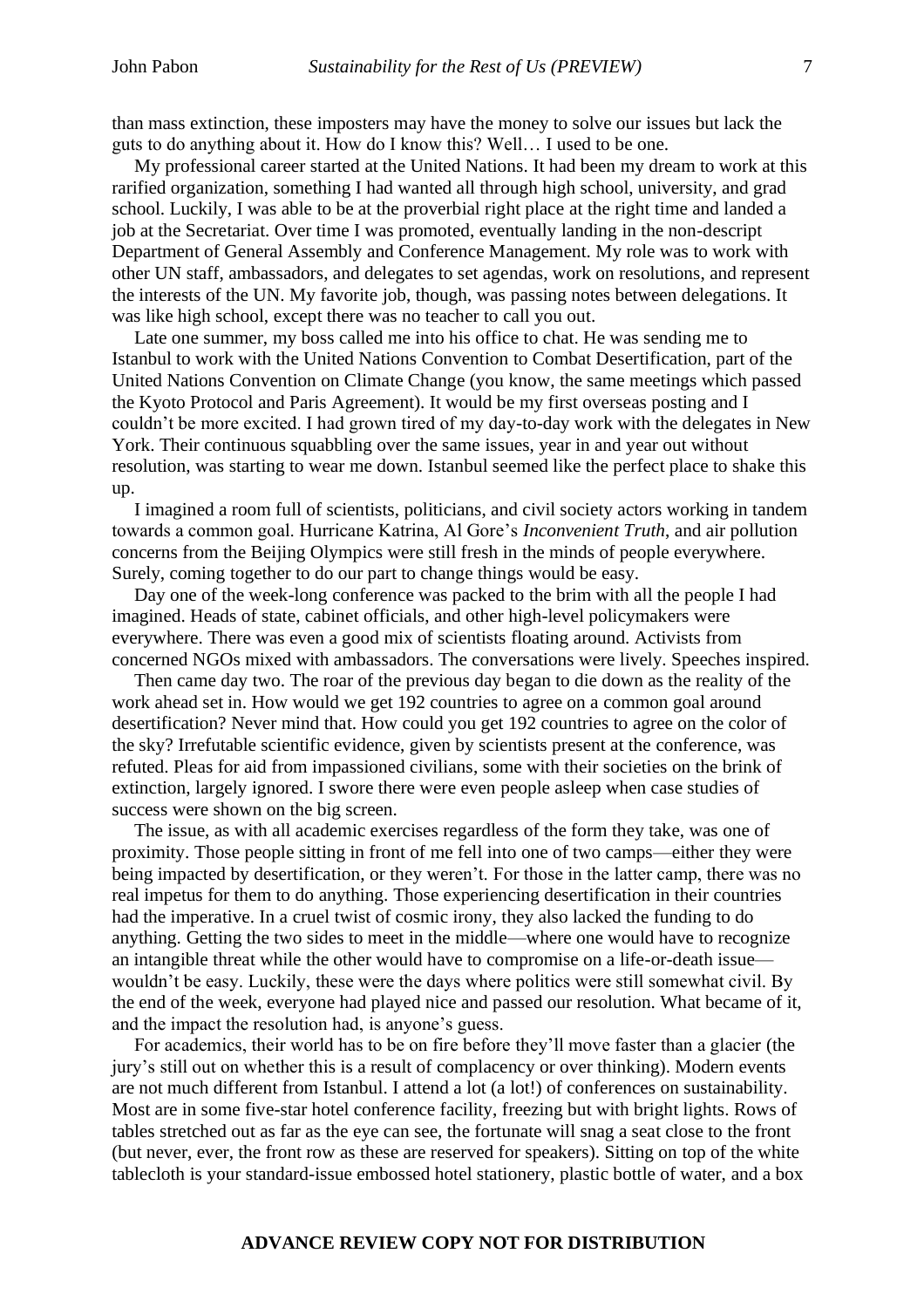than mass extinction, these imposters may have the money to solve our issues but lack the guts to do anything about it. How do I know this? Well… I used to be one.

My professional career started at the United Nations. It had been my dream to work at this rarified organization, something I had wanted all through high school, university, and grad school. Luckily, I was able to be at the proverbial right place at the right time and landed a job at the Secretariat. Over time I was promoted, eventually landing in the non-descript Department of General Assembly and Conference Management. My role was to work with other UN staff, ambassadors, and delegates to set agendas, work on resolutions, and represent the interests of the UN. My favorite job, though, was passing notes between delegations. It was like high school, except there was no teacher to call you out.

Late one summer, my boss called me into his office to chat. He was sending me to Istanbul to work with the United Nations Convention to Combat Desertification, part of the United Nations Convention on Climate Change (you know, the same meetings which passed the Kyoto Protocol and Paris Agreement). It would be my first overseas posting and I couldn't be more excited. I had grown tired of my day-to-day work with the delegates in New York. Their continuous squabbling over the same issues, year in and year out without resolution, was starting to wear me down. Istanbul seemed like the perfect place to shake this up.

I imagined a room full of scientists, politicians, and civil society actors working in tandem towards a common goal. Hurricane Katrina, Al Gore's *Inconvenient Truth*, and air pollution concerns from the Beijing Olympics were still fresh in the minds of people everywhere. Surely, coming together to do our part to change things would be easy.

Day one of the week-long conference was packed to the brim with all the people I had imagined. Heads of state, cabinet officials, and other high-level policymakers were everywhere. There was even a good mix of scientists floating around. Activists from concerned NGOs mixed with ambassadors. The conversations were lively. Speeches inspired.

Then came day two. The roar of the previous day began to die down as the reality of the work ahead set in. How would we get 192 countries to agree on a common goal around desertification? Never mind that. How could you get 192 countries to agree on the color of the sky? Irrefutable scientific evidence, given by scientists present at the conference, was refuted. Pleas for aid from impassioned civilians, some with their societies on the brink of extinction, largely ignored. I swore there were even people asleep when case studies of success were shown on the big screen.

The issue, as with all academic exercises regardless of the form they take, was one of proximity. Those people sitting in front of me fell into one of two camps—either they were being impacted by desertification, or they weren't. For those in the latter camp, there was no real impetus for them to do anything. Those experiencing desertification in their countries had the imperative. In a cruel twist of cosmic irony, they also lacked the funding to do anything. Getting the two sides to meet in the middle—where one would have to recognize an intangible threat while the other would have to compromise on a life-or-death issue—wouldn't be easy. Luckily, these were the days where politics were still somewhat civil. By the end of the week, everyone had played nice and passed our resolution. What became of it, and the impact the resolution had, is anyone's guess.

For academics, their world has to be on fire before they'll move faster than a glacier (the jury's still out on whether this is a result of complacency or over thinking). Modern events are not much different from Istanbul. I attend a lot (a lot!) of conferences on sustainability. Most are in some five-star hotel conference facility, freezing but with bright lights. Rows of tables stretched out as far as the eye can see, the fortunate will snag a seat close to the front (but never, ever, the front row as these are reserved for speakers). Sitting on top of the white tablecloth is your standard-issue embossed hotel stationery, plastic bottle of water, and a box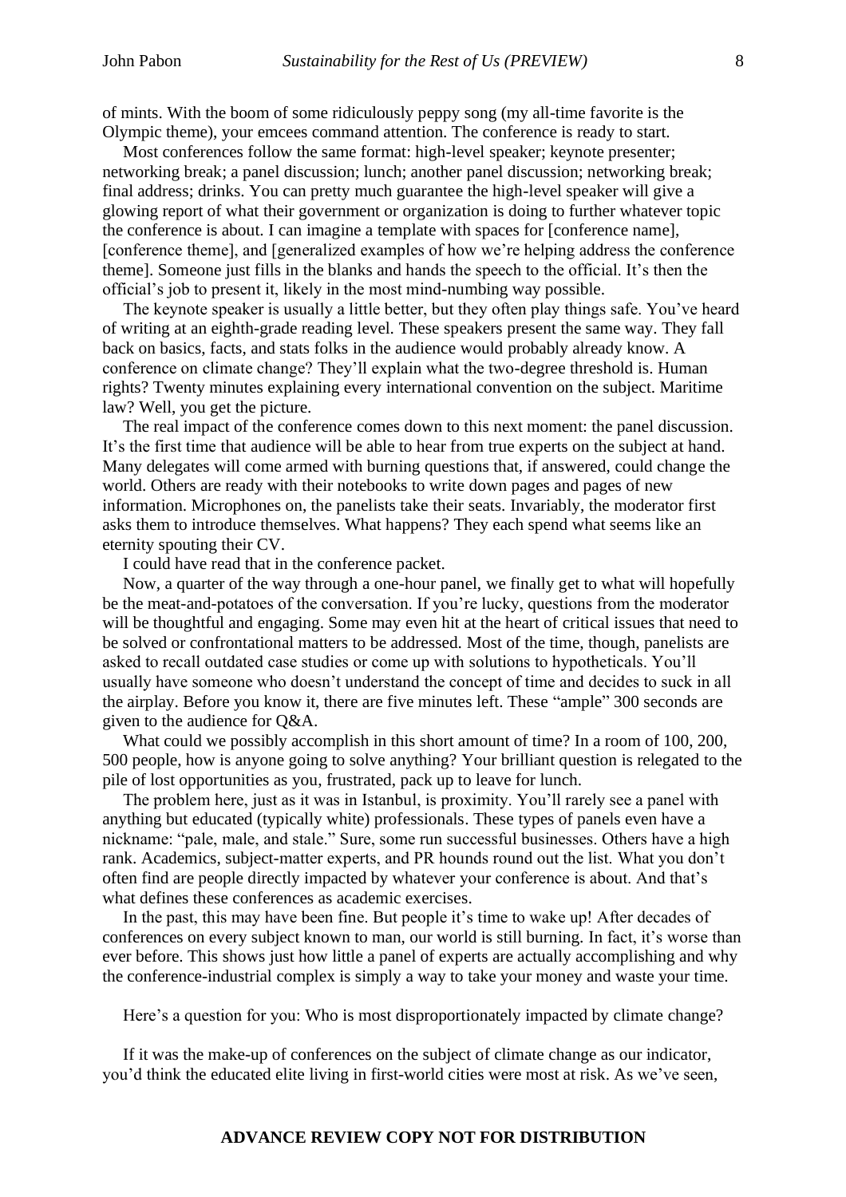of mints. With the boom of some ridiculously peppy song (my all-time favorite is the Olympic theme), your emcees command attention. The conference is ready to start.

Most conferences follow the same format: high-level speaker; keynote presenter; networking break; a panel discussion; lunch; another panel discussion; networking break; final address; drinks. You can pretty much guarantee the high-level speaker will give a glowing report of what their government or organization is doing to further whatever topic the conference is about. I can imagine a template with spaces for [conference name], [conference theme], and [generalized examples of how we're helping address the conference theme]. Someone just fills in the blanks and hands the speech to the official. It's then the official's job to present it, likely in the most mind-numbing way possible.

The keynote speaker is usually a little better, but they often play things safe. You've heard of writing at an eighth-grade reading level. These speakers present the same way. They fall back on basics, facts, and stats folks in the audience would probably already know. A conference on climate change? They'll explain what the two-degree threshold is. Human rights? Twenty minutes explaining every international convention on the subject. Maritime law? Well, you get the picture.

The real impact of the conference comes down to this next moment: the panel discussion. It's the first time that audience will be able to hear from true experts on the subject at hand. Many delegates will come armed with burning questions that, if answered, could change the world. Others are ready with their notebooks to write down pages and pages of new information. Microphones on, the panelists take their seats. Invariably, the moderator first asks them to introduce themselves. What happens? They each spend what seems like an eternity spouting their CV.

I could have read that in the conference packet.

Now, a quarter of the way through a one-hour panel, we finally get to what will hopefully be the meat-and-potatoes of the conversation. If you're lucky, questions from the moderator will be thoughtful and engaging. Some may even hit at the heart of critical issues that need to be solved or confrontational matters to be addressed. Most of the time, though, panelists are asked to recall outdated case studies or come up with solutions to hypotheticals. You'll usually have someone who doesn't understand the concept of time and decides to suck in all the airplay. Before you know it, there are five minutes left. These "ample" 300 seconds are given to the audience for Q&A.

What could we possibly accomplish in this short amount of time? In a room of 100, 200, 500 people, how is anyone going to solve anything? Your brilliant question is relegated to the pile of lost opportunities as you, frustrated, pack up to leave for lunch.

The problem here, just as it was in Istanbul, is proximity. You'll rarely see a panel with anything but educated (typically white) professionals. These types of panels even have a nickname: "pale, male, and stale." Sure, some run successful businesses. Others have a high rank. Academics, subject-matter experts, and PR hounds round out the list. What you don't often find are people directly impacted by whatever your conference is about. And that's what defines these conferences as academic exercises.

In the past, this may have been fine. But people it's time to wake up! After decades of conferences on every subject known to man, our world is still burning. In fact, it's worse than ever before. This shows just how little a panel of experts are actually accomplishing and why the conference-industrial complex is simply a way to take your money and waste your time.

Here's a question for you: Who is most disproportionately impacted by climate change?

If it was the make-up of conferences on the subject of climate change as our indicator, you'd think the educated elite living in first-world cities were most at risk. As we've seen,

**ADVANCE REVIEW COPY NOT FOR DISTRIBUTION**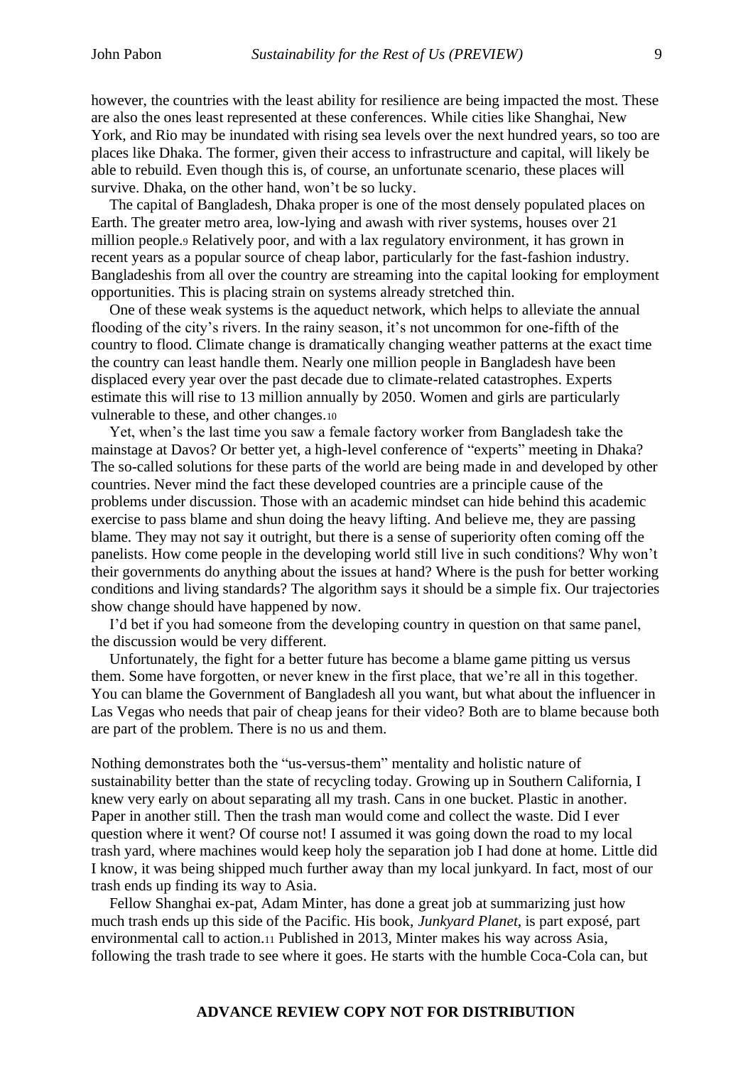however, the countries with the least ability for resilience are being impacted the most. These are also the ones least represented at these conferences. While cities like Shanghai, New York, and Rio may be inundated with rising sea levels over the next hundred years, so too are places like Dhaka. The former, given their access to infrastructure and capital, will likely be able to rebuild. Even though this is, of course, an unfortunate scenario, these places will survive. Dhaka, on the other hand, won't be so lucky.

The capital of Bangladesh, Dhaka proper is one of the most densely populated places on Earth. The greater metro area, low-lying and awash with river systems, houses over 21 million people.[9] Relatively poor, and with a lax regulatory environment, it has grown in recent years as a popular source of cheap labor, particularly for the fast-fashion industry. Bangladeshis from all over the country are streaming into the capital looking for employment opportunities. This is placing strain on systems already stretched thin.

One of these weak systems is the aqueduct network, which helps to alleviate the annual flooding of the city's rivers. In the rainy season, it's not uncommon for one-fifth of the country to flood. Climate change is dramatically changing weather patterns at the exact time the country can least handle them. Nearly one million people in Bangladesh have been displaced every year over the past decade due to climate-related catastrophes. Experts estimate this will rise to 13 million annually by 2050. Women and girls are particularly vulnerable to these, and other changes.[10]

Yet, when's the last time you saw a female factory worker from Bangladesh take the mainstage at Davos? Or better yet, a high-level conference of "experts" meeting in Dhaka? The so-called solutions for these parts of the world are being made in and developed by other countries. Never mind the fact these developed countries are a principle cause of the problems under discussion. Those with an academic mindset can hide behind this academic exercise to pass blame and shun doing the heavy lifting. And believe me, they are passing blame. They may not say it outright, but there is a sense of superiority often coming off the panelists. How come people in the developing world still live in such conditions? Why won't their governments do anything about the issues at hand? Where is the push for better working conditions and living standards? The algorithm says it should be a simple fix. Our trajectories show change should have happened by now.

I'd bet if you had someone from the developing country in question on that same panel, the discussion would be very different.

Unfortunately, the fight for a better future has become a blame game pitting us versus them. Some have forgotten, or never knew in the first place, that we're all in this together. You can blame the Government of Bangladesh all you want, but what about the influencer in Las Vegas who needs that pair of cheap jeans for their video? Both are to blame because both are part of the problem. There is no us and them.

Nothing demonstrates both the "us-versus-them" mentality and holistic nature of sustainability better than the state of recycling today. Growing up in Southern California, I knew very early on about separating all my trash. Cans in one bucket. Plastic in another. Paper in another still. Then the trash man would come and collect the waste. Did I ever question where it went? Of course not! I assumed it was going down the road to my local trash yard, where machines would keep holy the separation job I had done at home. Little did I know, it was being shipped much further away than my local junkyard. In fact, most of our trash ends up finding its way to Asia.

Fellow Shanghai ex-pat, Adam Minter, has done a great job at summarizing just how much trash ends up this side of the Pacific. His book, *Junkyard Planet*, is part exposé, part environmental call to action.[11] Published in 2013, Minter makes his way across Asia, following the trash trade to see where it goes. He starts with the humble Coca-Cola can, but

**ADVANCE REVIEW COPY NOT FOR DISTRIBUTION**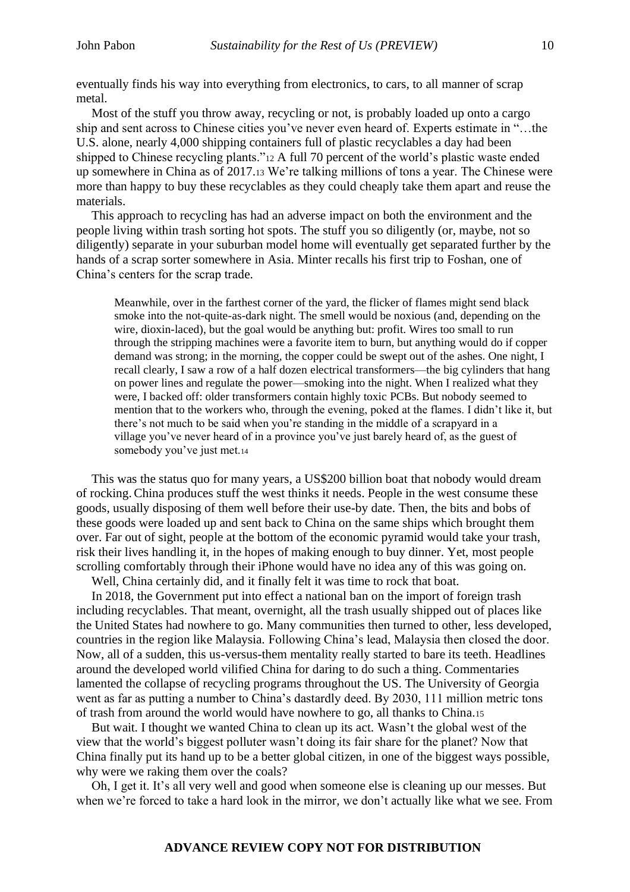eventually finds his way into everything from electronics, to cars, to all manner of scrap metal.

Most of the stuff you throw away, recycling or not, is probably loaded up onto a cargo ship and sent across to Chinese cities you've never even heard of. Experts estimate in "…the U.S. alone, nearly 4,000 shipping containers full of plastic recyclables a day had been shipped to Chinese recycling plants."[12] A full 70 percent of the world's plastic waste ended up somewhere in China as of 2017.[13] We're talking millions of tons a year. The Chinese were more than happy to buy these recyclables as they could cheaply take them apart and reuse the materials.

This approach to recycling has had an adverse impact on both the environment and the people living within trash sorting hot spots. The stuff you so diligently (or, maybe, not so diligently) separate in your suburban model home will eventually get separated further by the hands of a scrap sorter somewhere in Asia. Minter recalls his first trip to Foshan, one of China's centers for the scrap trade.

> Meanwhile, over in the farthest corner of the yard, the flicker of flames might send black smoke into the not-quite-as-dark night. The smell would be noxious (and, depending on the wire, dioxin-laced), but the goal would be anything but: profit. Wires too small to run through the stripping machines were a favorite item to burn, but anything would do if copper demand was strong; in the morning, the copper could be swept out of the ashes. One night, I recall clearly, I saw a row of a half dozen electrical transformers—the big cylinders that hang on power lines and regulate the power—smoking into the night. When I realized what they were, I backed off: older transformers contain highly toxic PCBs. But nobody seemed to mention that to the workers who, through the evening, poked at the flames. I didn't like it, but there's not much to be said when you're standing in the middle of a scrapyard in a village you've never heard of in a province you've just barely heard of, as the guest of somebody you've just met.[14]

This was the status quo for many years, a US$200 billion boat that nobody would dream of rocking. China produces stuff the west thinks it needs. People in the west consume these goods, usually disposing of them well before their use-by date. Then, the bits and bobs of these goods were loaded up and sent back to China on the same ships which brought them over. Far out of sight, people at the bottom of the economic pyramid would take your trash, risk their lives handling it, in the hopes of making enough to buy dinner. Yet, most people scrolling comfortably through their iPhone would have no idea any of this was going on.

Well, China certainly did, and it finally felt it was time to rock that boat.

In 2018, the Government put into effect a national ban on the import of foreign trash including recyclables. That meant, overnight, all the trash usually shipped out of places like the United States had nowhere to go. Many communities then turned to other, less developed, countries in the region like Malaysia. Following China's lead, Malaysia then closed the door. Now, all of a sudden, this us-versus-them mentality really started to bare its teeth. Headlines around the developed world vilified China for daring to do such a thing. Commentaries lamented the collapse of recycling programs throughout the US. The University of Georgia went as far as putting a number to China's dastardly deed. By 2030, 111 million metric tons of trash from around the world would have nowhere to go, all thanks to China.[15]

But wait. I thought we wanted China to clean up its act. Wasn't the global west of the view that the world's biggest polluter wasn't doing its fair share for the planet? Now that China finally put its hand up to be a better global citizen, in one of the biggest ways possible, why were we raking them over the coals?

Oh, I get it. It's all very well and good when someone else is cleaning up our messes. But when we're forced to take a hard look in the mirror, we don't actually like what we see. From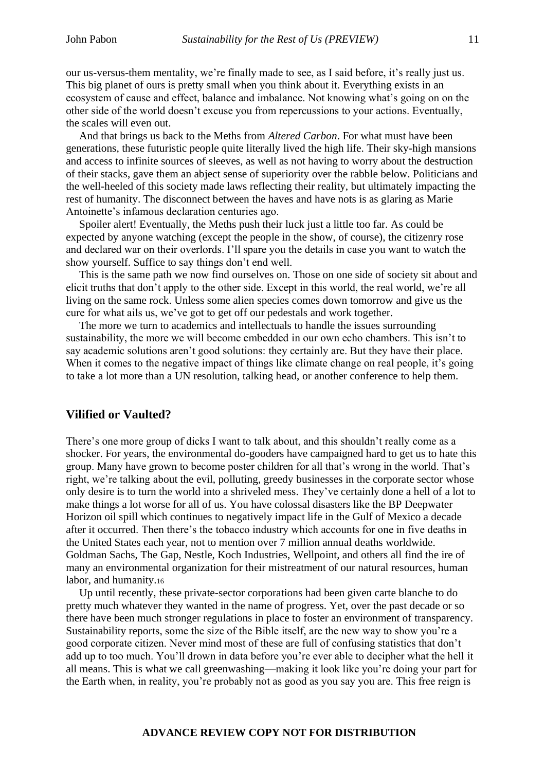our us-versus-them mentality, we're finally made to see, as I said before, it's really just us. This big planet of ours is pretty small when you think about it. Everything exists in an ecosystem of cause and effect, balance and imbalance. Not knowing what's going on on the other side of the world doesn't excuse you from repercussions to your actions. Eventually, the scales will even out.

And that brings us back to the Meths from *Altered Carbon*. For what must have been generations, these futuristic people quite literally lived the high life. Their sky-high mansions and access to infinite sources of sleeves, as well as not having to worry about the destruction of their stacks, gave them an abject sense of superiority over the rabble below. Politicians and the well-heeled of this society made laws reflecting their reality, but ultimately impacting the rest of humanity. The disconnect between the haves and have nots is as glaring as Marie Antoinette's infamous declaration centuries ago.

Spoiler alert! Eventually, the Meths push their luck just a little too far. As could be expected by anyone watching (except the people in the show, of course), the citizenry rose and declared war on their overlords. I'll spare you the details in case you want to watch the show yourself. Suffice to say things don't end well.

This is the same path we now find ourselves on. Those on one side of society sit about and elicit truths that don't apply to the other side. Except in this world, the real world, we're all living on the same rock. Unless some alien species comes down tomorrow and give us the cure for what ails us, we've got to get off our pedestals and work together.

The more we turn to academics and intellectuals to handle the issues surrounding sustainability, the more we will become embedded in our own echo chambers. This isn't to say academic solutions aren't good solutions: they certainly are. But they have their place. When it comes to the negative impact of things like climate change on real people, it's going to take a lot more than a UN resolution, talking head, or another conference to help them.

## Vilified or Vaulted?

There's one more group of dicks I want to talk about, and this shouldn't really come as a shocker. For years, the environmental do-gooders have campaigned hard to get us to hate this group. Many have grown to become poster children for all that's wrong in the world. That's right, we're talking about the evil, polluting, greedy businesses in the corporate sector whose only desire is to turn the world into a shriveled mess. They've certainly done a hell of a lot to make things a lot worse for all of us. You have colossal disasters like the BP Deepwater Horizon oil spill which continues to negatively impact life in the Gulf of Mexico a decade after it occurred. Then there's the tobacco industry which accounts for one in five deaths in the United States each year, not to mention over 7 million annual deaths worldwide. Goldman Sachs, The Gap, Nestle, Koch Industries, Wellpoint, and others all find the ire of many an environmental organization for their mistreatment of our natural resources, human labor, and humanity.[16]

Up until recently, these private-sector corporations had been given carte blanche to do pretty much whatever they wanted in the name of progress. Yet, over the past decade or so there have been much stronger regulations in place to foster an environment of transparency. Sustainability reports, some the size of the Bible itself, are the new way to show you're a good corporate citizen. Never mind most of these are full of confusing statistics that don't add up to too much. You'll drown in data before you're ever able to decipher what the hell it all means. This is what we call greenwashing—making it look like you're doing your part for the Earth when, in reality, you're probably not as good as you say you are. This free reign is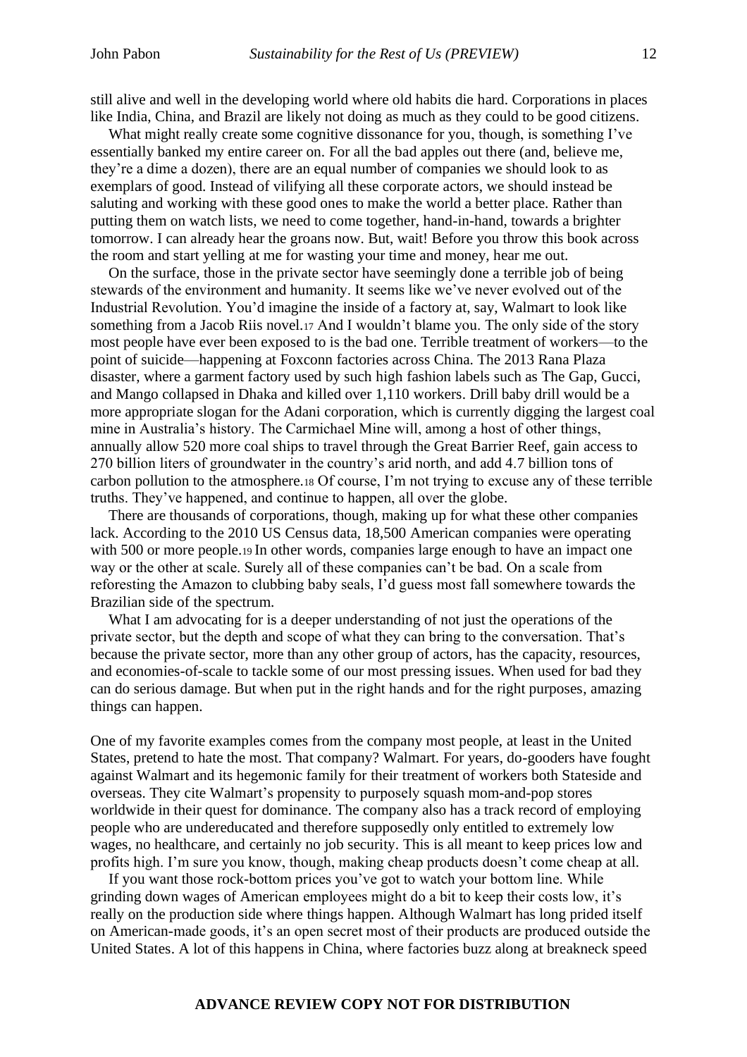still alive and well in the developing world where old habits die hard. Corporations in places like India, China, and Brazil are likely not doing as much as they could to be good citizens.

What might really create some cognitive dissonance for you, though, is something I've essentially banked my entire career on. For all the bad apples out there (and, believe me, they're a dime a dozen), there are an equal number of companies we should look to as exemplars of good. Instead of vilifying all these corporate actors, we should instead be saluting and working with these good ones to make the world a better place. Rather than putting them on watch lists, we need to come together, hand-in-hand, towards a brighter tomorrow. I can already hear the groans now. But, wait! Before you throw this book across the room and start yelling at me for wasting your time and money, hear me out.

On the surface, those in the private sector have seemingly done a terrible job of being stewards of the environment and humanity. It seems like we've never evolved out of the Industrial Revolution. You'd imagine the inside of a factory at, say, Walmart to look like something from a Jacob Riis novel.[17] And I wouldn't blame you. The only side of the story most people have ever been exposed to is the bad one. Terrible treatment of workers—to the point of suicide—happening at Foxconn factories across China. The 2013 Rana Plaza disaster, where a garment factory used by such high fashion labels such as The Gap, Gucci, and Mango collapsed in Dhaka and killed over 1,110 workers. Drill baby drill would be a more appropriate slogan for the Adani corporation, which is currently digging the largest coal mine in Australia's history. The Carmichael Mine will, among a host of other things, annually allow 520 more coal ships to travel through the Great Barrier Reef, gain access to 270 billion liters of groundwater in the country's arid north, and add 4.7 billion tons of carbon pollution to the atmosphere.[18] Of course, I'm not trying to excuse any of these terrible truths. They've happened, and continue to happen, all over the globe.

There are thousands of corporations, though, making up for what these other companies lack. According to the 2010 US Census data, 18,500 American companies were operating with 500 or more people.[19] In other words, companies large enough to have an impact one way or the other at scale. Surely all of these companies can't be bad. On a scale from reforesting the Amazon to clubbing baby seals, I'd guess most fall somewhere towards the Brazilian side of the spectrum.

What I am advocating for is a deeper understanding of not just the operations of the private sector, but the depth and scope of what they can bring to the conversation. That's because the private sector, more than any other group of actors, has the capacity, resources, and economies-of-scale to tackle some of our most pressing issues. When used for bad they can do serious damage. But when put in the right hands and for the right purposes, amazing things can happen.

One of my favorite examples comes from the company most people, at least in the United States, pretend to hate the most. That company? Walmart. For years, do-gooders have fought against Walmart and its hegemonic family for their treatment of workers both Stateside and overseas. They cite Walmart's propensity to purposely squash mom-and-pop stores worldwide in their quest for dominance. The company also has a track record of employing people who are undereducated and therefore supposedly only entitled to extremely low wages, no healthcare, and certainly no job security. This is all meant to keep prices low and profits high. I'm sure you know, though, making cheap products doesn't come cheap at all.

If you want those rock-bottom prices you've got to watch your bottom line. While grinding down wages of American employees might do a bit to keep their costs low, it's really on the production side where things happen. Although Walmart has long prided itself on American-made goods, it's an open secret most of their products are produced outside the United States. A lot of this happens in China, where factories buzz along at breakneck speed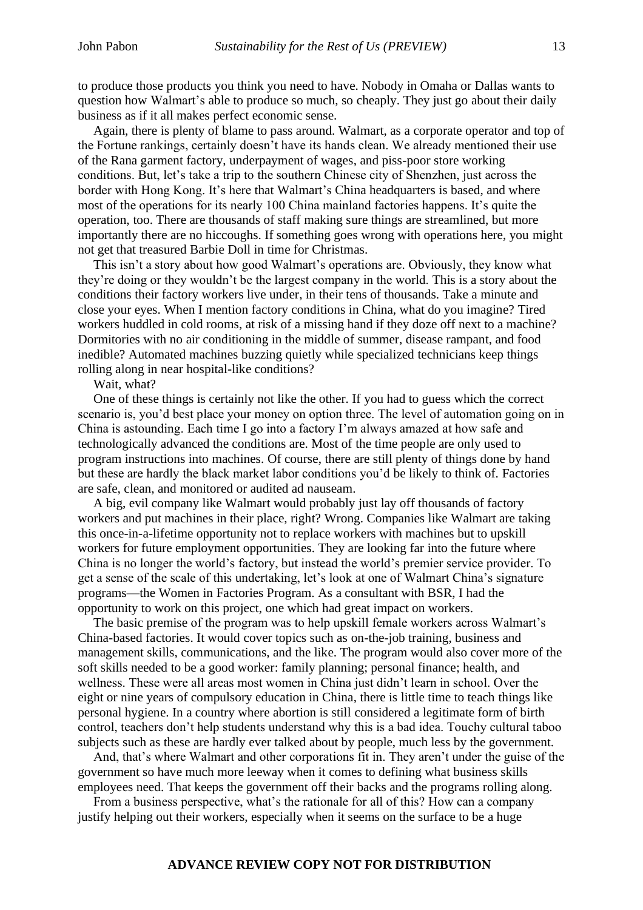to produce those products you think you need to have. Nobody in Omaha or Dallas wants to question how Walmart's able to produce so much, so cheaply. They just go about their daily business as if it all makes perfect economic sense.

Again, there is plenty of blame to pass around. Walmart, as a corporate operator and top of the Fortune rankings, certainly doesn't have its hands clean. We already mentioned their use of the Rana garment factory, underpayment of wages, and piss-poor store working conditions. But, let's take a trip to the southern Chinese city of Shenzhen, just across the border with Hong Kong. It's here that Walmart's China headquarters is based, and where most of the operations for its nearly 100 China mainland factories happens. It's quite the operation, too. There are thousands of staff making sure things are streamlined, but more importantly there are no hiccoughs. If something goes wrong with operations here, you might not get that treasured Barbie Doll in time for Christmas.

This isn't a story about how good Walmart's operations are. Obviously, they know what they're doing or they wouldn't be the largest company in the world. This is a story about the conditions their factory workers live under, in their tens of thousands. Take a minute and close your eyes. When I mention factory conditions in China, what do you imagine? Tired workers huddled in cold rooms, at risk of a missing hand if they doze off next to a machine? Dormitories with no air conditioning in the middle of summer, disease rampant, and food inedible? Automated machines buzzing quietly while specialized technicians keep things rolling along in near hospital-like conditions?

Wait, what?

One of these things is certainly not like the other. If you had to guess which the correct scenario is, you'd best place your money on option three. The level of automation going on in China is astounding. Each time I go into a factory I'm always amazed at how safe and technologically advanced the conditions are. Most of the time people are only used to program instructions into machines. Of course, there are still plenty of things done by hand but these are hardly the black market labor conditions you'd be likely to think of. Factories are safe, clean, and monitored or audited ad nauseam.

A big, evil company like Walmart would probably just lay off thousands of factory workers and put machines in their place, right? Wrong. Companies like Walmart are taking this once-in-a-lifetime opportunity not to replace workers with machines but to upskill workers for future employment opportunities. They are looking far into the future where China is no longer the world's factory, but instead the world's premier service provider. To get a sense of the scale of this undertaking, let's look at one of Walmart China's signature programs—the Women in Factories Program. As a consultant with BSR, I had the opportunity to work on this project, one which had great impact on workers.

The basic premise of the program was to help upskill female workers across Walmart's China-based factories. It would cover topics such as on-the-job training, business and management skills, communications, and the like. The program would also cover more of the soft skills needed to be a good worker: family planning; personal finance; health, and wellness. These were all areas most women in China just didn't learn in school. Over the eight or nine years of compulsory education in China, there is little time to teach things like personal hygiene. In a country where abortion is still considered a legitimate form of birth control, teachers don't help students understand why this is a bad idea. Touchy cultural taboo subjects such as these are hardly ever talked about by people, much less by the government.

And, that's where Walmart and other corporations fit in. They aren't under the guise of the government so have much more leeway when it comes to defining what business skills employees need. That keeps the government off their backs and the programs rolling along.

From a business perspective, what's the rationale for all of this? How can a company justify helping out their workers, especially when it seems on the surface to be a huge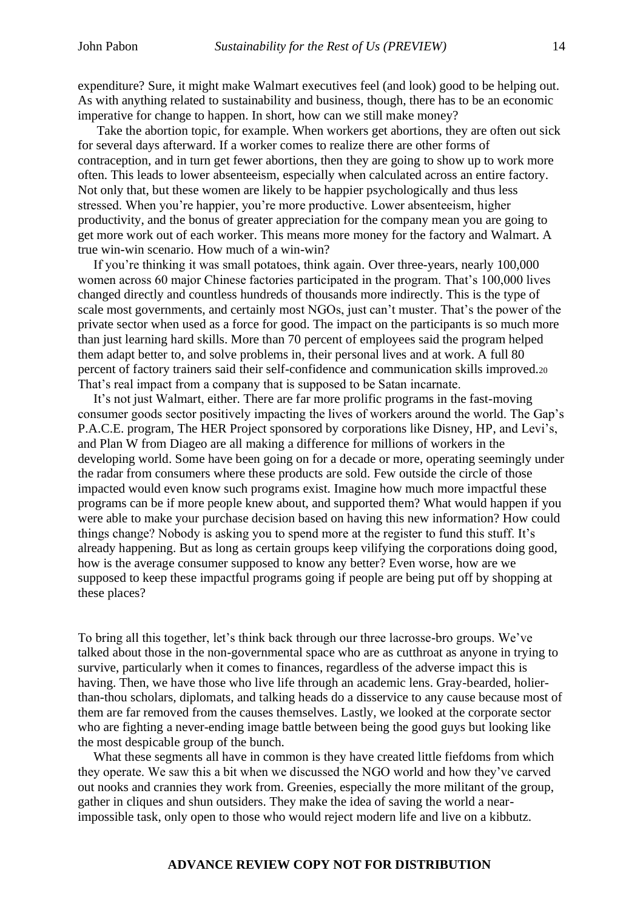expenditure? Sure, it might make Walmart executives feel (and look) good to be helping out. As with anything related to sustainability and business, though, there has to be an economic imperative for change to happen. In short, how can we still make money?

Take the abortion topic, for example. When workers get abortions, they are often out sick for several days afterward. If a worker comes to realize there are other forms of contraception, and in turn get fewer abortions, then they are going to show up to work more often. This leads to lower absenteeism, especially when calculated across an entire factory. Not only that, but these women are likely to be happier psychologically and thus less stressed. When you're happier, you're more productive. Lower absenteeism, higher productivity, and the bonus of greater appreciation for the company mean you are going to get more work out of each worker. This means more money for the factory and Walmart. A true win-win scenario. How much of a win-win?

If you're thinking it was small potatoes, think again. Over three-years, nearly 100,000 women across 60 major Chinese factories participated in the program. That's 100,000 lives changed directly and countless hundreds of thousands more indirectly. This is the type of scale most governments, and certainly most NGOs, just can't muster. That's the power of the private sector when used as a force for good. The impact on the participants is so much more than just learning hard skills. More than 70 percent of employees said the program helped them adapt better to, and solve problems in, their personal lives and at work. A full 80 percent of factory trainers said their self-confidence and communication skills improved.[20] That's real impact from a company that is supposed to be Satan incarnate.

It's not just Walmart, either. There are far more prolific programs in the fast-moving consumer goods sector positively impacting the lives of workers around the world. The Gap's P.A.C.E. program, The HER Project sponsored by corporations like Disney, HP, and Levi's, and Plan W from Diageo are all making a difference for millions of workers in the developing world. Some have been going on for a decade or more, operating seemingly under the radar from consumers where these products are sold. Few outside the circle of those impacted would even know such programs exist. Imagine how much more impactful these programs can be if more people knew about, and supported them? What would happen if you were able to make your purchase decision based on having this new information? How could things change? Nobody is asking you to spend more at the register to fund this stuff. It's already happening. But as long as certain groups keep vilifying the corporations doing good, how is the average consumer supposed to know any better? Even worse, how are we supposed to keep these impactful programs going if people are being put off by shopping at these places?

To bring all this together, let's think back through our three lacrosse-bro groups. We've talked about those in the non-governmental space who are as cutthroat as anyone in trying to survive, particularly when it comes to finances, regardless of the adverse impact this is having. Then, we have those who live life through an academic lens. Gray-bearded, holier-than-thou scholars, diplomats, and talking heads do a disservice to any cause because most of them are far removed from the causes themselves. Lastly, we looked at the corporate sector who are fighting a never-ending image battle between being the good guys but looking like the most despicable group of the bunch.

What these segments all have in common is they have created little fiefdoms from which they operate. We saw this a bit when we discussed the NGO world and how they've carved out nooks and crannies they work from. Greenies, especially the more militant of the group, gather in cliques and shun outsiders. They make the idea of saving the world a near-impossible task, only open to those who would reject modern life and live on a kibbutz.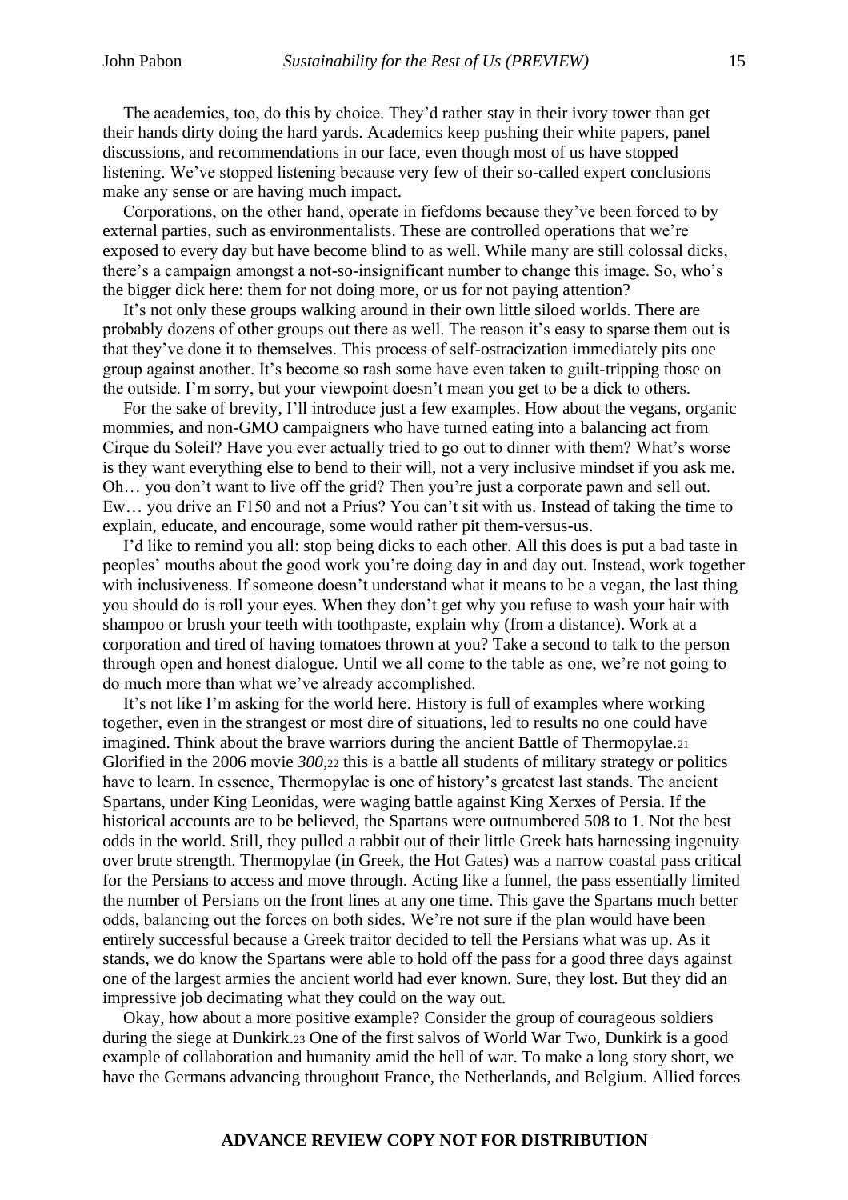The academics, too, do this by choice. They'd rather stay in their ivory tower than get their hands dirty doing the hard yards. Academics keep pushing their white papers, panel discussions, and recommendations in our face, even though most of us have stopped listening. We've stopped listening because very few of their so-called expert conclusions make any sense or are having much impact.

Corporations, on the other hand, operate in fiefdoms because they've been forced to by external parties, such as environmentalists. These are controlled operations that we're exposed to every day but have become blind to as well. While many are still colossal dicks, there's a campaign amongst a not-so-insignificant number to change this image. So, who's the bigger dick here: them for not doing more, or us for not paying attention?

It's not only these groups walking around in their own little siloed worlds. There are probably dozens of other groups out there as well. The reason it's easy to sparse them out is that they've done it to themselves. This process of self-ostracization immediately pits one group against another. It's become so rash some have even taken to guilt-tripping those on the outside. I'm sorry, but your viewpoint doesn't mean you get to be a dick to others.

For the sake of brevity, I'll introduce just a few examples. How about the vegans, organic mommies, and non-GMO campaigners who have turned eating into a balancing act from Cirque du Soleil? Have you ever actually tried to go out to dinner with them? What's worse is they want everything else to bend to their will, not a very inclusive mindset if you ask me. Oh… you don't want to live off the grid? Then you're just a corporate pawn and sell out. Ew… you drive an F150 and not a Prius? You can't sit with us. Instead of taking the time to explain, educate, and encourage, some would rather pit them-versus-us.

I'd like to remind you all: stop being dicks to each other. All this does is put a bad taste in peoples' mouths about the good work you're doing day in and day out. Instead, work together with inclusiveness. If someone doesn't understand what it means to be a vegan, the last thing you should do is roll your eyes. When they don't get why you refuse to wash your hair with shampoo or brush your teeth with toothpaste, explain why (from a distance). Work at a corporation and tired of having tomatoes thrown at you? Take a second to talk to the person through open and honest dialogue. Until we all come to the table as one, we're not going to do much more than what we've already accomplished.

It's not like I'm asking for the world here. History is full of examples where working together, even in the strangest or most dire of situations, led to results no one could have imagined. Think about the brave warriors during the ancient Battle of Thermopylae.[21] Glorified in the 2006 movie *300*,[22] this is a battle all students of military strategy or politics have to learn. In essence, Thermopylae is one of history's greatest last stands. The ancient Spartans, under King Leonidas, were waging battle against King Xerxes of Persia. If the historical accounts are to be believed, the Spartans were outnumbered 508 to 1. Not the best odds in the world. Still, they pulled a rabbit out of their little Greek hats harnessing ingenuity over brute strength. Thermopylae (in Greek, the Hot Gates) was a narrow coastal pass critical for the Persians to access and move through. Acting like a funnel, the pass essentially limited the number of Persians on the front lines at any one time. This gave the Spartans much better odds, balancing out the forces on both sides. We're not sure if the plan would have been entirely successful because a Greek traitor decided to tell the Persians what was up. As it stands, we do know the Spartans were able to hold off the pass for a good three days against one of the largest armies the ancient world had ever known. Sure, they lost. But they did an impressive job decimating what they could on the way out.

Okay, how about a more positive example? Consider the group of courageous soldiers during the siege at Dunkirk.[23] One of the first salvos of World War Two, Dunkirk is a good example of collaboration and humanity amid the hell of war. To make a long story short, we have the Germans advancing throughout France, the Netherlands, and Belgium. Allied forces

**ADVANCE REVIEW COPY NOT FOR DISTRIBUTION**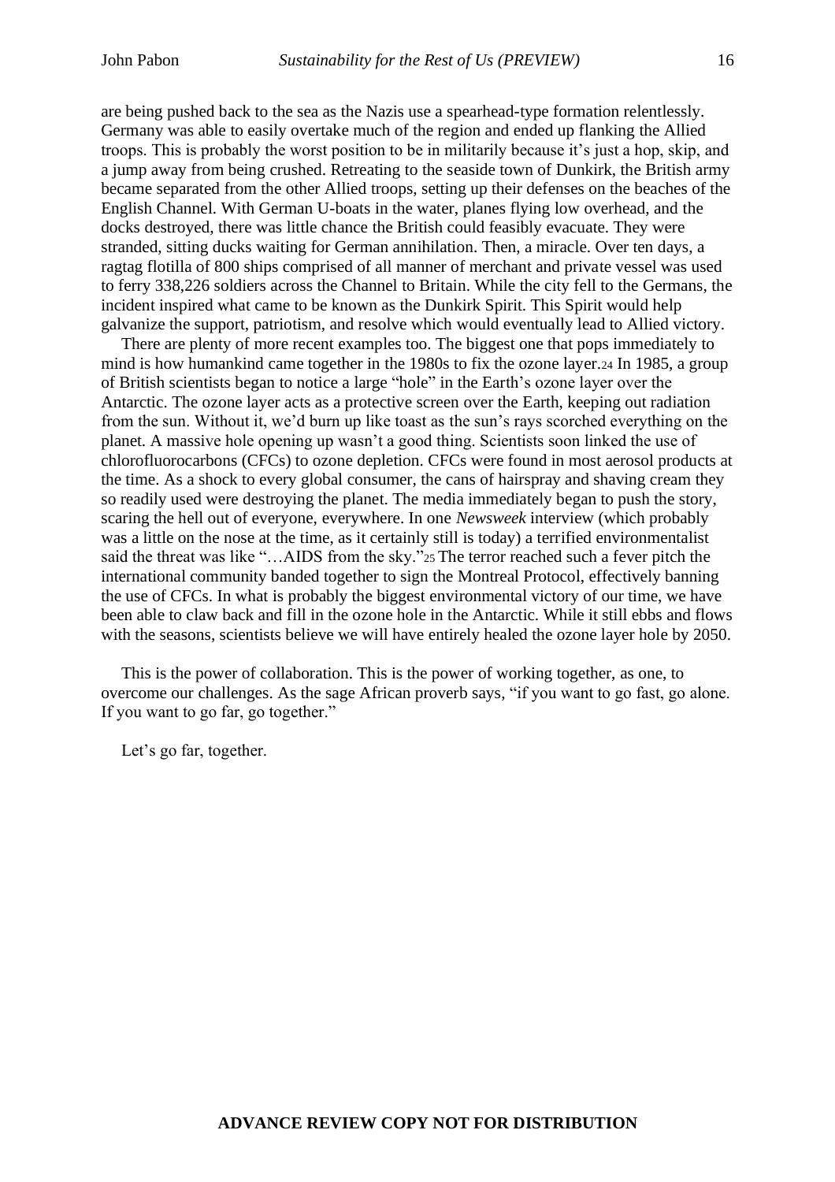are being pushed back to the sea as the Nazis use a spearhead-type formation relentlessly. Germany was able to easily overtake much of the region and ended up flanking the Allied troops. This is probably the worst position to be in militarily because it's just a hop, skip, and a jump away from being crushed. Retreating to the seaside town of Dunkirk, the British army became separated from the other Allied troops, setting up their defenses on the beaches of the English Channel. With German U-boats in the water, planes flying low overhead, and the docks destroyed, there was little chance the British could feasibly evacuate. They were stranded, sitting ducks waiting for German annihilation. Then, a miracle. Over ten days, a ragtag flotilla of 800 ships comprised of all manner of merchant and private vessel was used to ferry 338,226 soldiers across the Channel to Britain. While the city fell to the Germans, the incident inspired what came to be known as the Dunkirk Spirit. This Spirit would help galvanize the support, patriotism, and resolve which would eventually lead to Allied victory.

There are plenty of more recent examples too. The biggest one that pops immediately to mind is how humankind came together in the 1980s to fix the ozone layer.[24] In 1985, a group of British scientists began to notice a large "hole" in the Earth's ozone layer over the Antarctic. The ozone layer acts as a protective screen over the Earth, keeping out radiation from the sun. Without it, we'd burn up like toast as the sun's rays scorched everything on the planet. A massive hole opening up wasn't a good thing. Scientists soon linked the use of chlorofluorocarbons (CFCs) to ozone depletion. CFCs were found in most aerosol products at the time. As a shock to every global consumer, the cans of hairspray and shaving cream they so readily used were destroying the planet. The media immediately began to push the story, scaring the hell out of everyone, everywhere. In one *Newsweek* interview (which probably was a little on the nose at the time, as it certainly still is today) a terrified environmentalist said the threat was like "…AIDS from the sky."[25] The terror reached such a fever pitch the international community banded together to sign the Montreal Protocol, effectively banning the use of CFCs. In what is probably the biggest environmental victory of our time, we have been able to claw back and fill in the ozone hole in the Antarctic. While it still ebbs and flows with the seasons, scientists believe we will have entirely healed the ozone layer hole by 2050.

This is the power of collaboration. This is the power of working together, as one, to overcome our challenges. As the sage African proverb says, "if you want to go fast, go alone. If you want to go far, go together."

Let's go far, together.

**ADVANCE REVIEW COPY NOT FOR DISTRIBUTION**